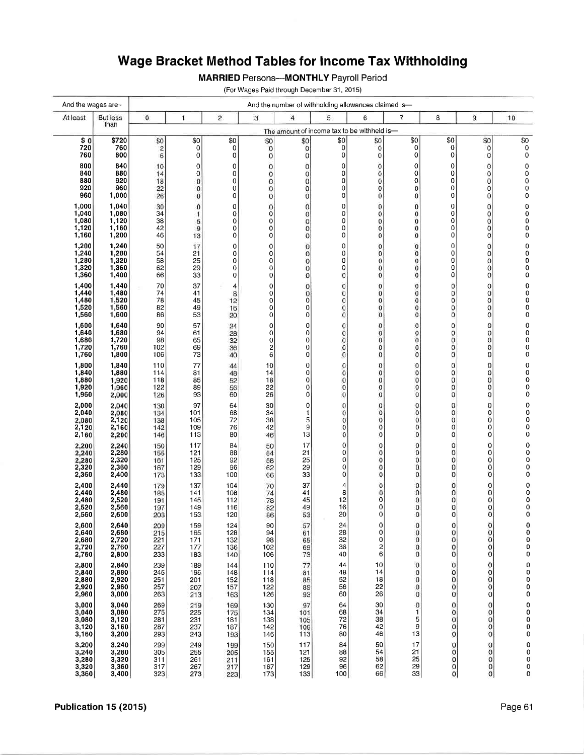# Wage Bracket Method Tables for Income Tax Withholding

**MARRIED** Persons—**MONTHLY** Payroll Period

(For Wages Paid through December 31, 2015)

| And the wages are– | | And the number of withholding allowances claimed is— | | | | | | | | | | |
|---|---|---|---|---|---|---|---|---|---|---|---|---|
| At least | But less than | 0 | 1 | 2 | 3 | 4 | 5 | 6 | 7 | 8 | 9 | 10 |
| | | The amount of income tax to be withheld is— | | | | | | | | | | |
| $ 0 | $720 | $0 | $0 | $0 | $0 | $0 | $0 | $0 | $0 | $0 | $0 | $0 |
| 720 | 760 | 2 | 0 | 0 | 0 | 0 | 0 | 0 | 0 | 0 | 0 | 0 |
| 760 | 800 | 6 | 0 | 0 | 0 | 0 | 0 | 0 | 0 | 0 | 0 | 0 |
| 800 | 840 | 10 | 0 | 0 | 0 | 0 | 0 | 0 | 0 | 0 | 0 | 0 |
| 840 | 880 | 14 | 0 | 0 | 0 | 0 | 0 | 0 | 0 | 0 | 0 | 0 |
| 880 | 920 | 18 | 0 | 0 | 0 | 0 | 0 | 0 | 0 | 0 | 0 | 0 |
| 920 | 960 | 22 | 0 | 0 | 0 | 0 | 0 | 0 | 0 | 0 | 0 | 0 |
| 960 | 1,000 | 26 | 0 | 0 | 0 | 0 | 0 | 0 | 0 | 0 | 0 | 0 |
| 1,000 | 1,040 | 30 | 0 | 0 | 0 | 0 | 0 | 0 | 0 | 0 | 0 | 0 |
| 1,040 | 1,080 | 34 | 1 | 0 | 0 | 0 | 0 | 0 | 0 | 0 | 0 | 0 |
| 1,080 | 1,120 | 38 | 5 | 0 | 0 | 0 | 0 | 0 | 0 | 0 | 0 | 0 |
| 1,120 | 1,160 | 42 | 9 | 0 | 0 | 0 | 0 | 0 | 0 | 0 | 0 | 0 |
| 1,160 | 1,200 | 46 | 13 | 0 | 0 | 0 | 0 | 0 | 0 | 0 | 0 | 0 |
| 1,200 | 1,240 | 50 | 17 | 0 | 0 | 0 | 0 | 0 | 0 | 0 | 0 | 0 |
| 1,240 | 1,280 | 54 | 21 | 0 | 0 | 0 | 0 | 0 | 0 | 0 | 0 | 0 |
| 1,280 | 1,320 | 58 | 25 | 0 | 0 | 0 | 0 | 0 | 0 | 0 | 0 | 0 |
| 1,320 | 1,360 | 62 | 29 | 0 | 0 | 0 | 0 | 0 | 0 | 0 | 0 | 0 |
| 1,360 | 1,400 | 66 | 33 | 0 | 0 | 0 | 0 | 0 | 0 | 0 | 0 | 0 |
| 1,400 | 1,440 | 70 | 37 | 4 | 0 | 0 | 0 | 0 | 0 | 0 | 0 | 0 |
| 1,440 | 1,480 | 74 | 41 | 8 | 0 | 0 | 0 | 0 | 0 | 0 | 0 | 0 |
| 1,480 | 1,520 | 78 | 45 | 12 | 0 | 0 | 0 | 0 | 0 | 0 | 0 | 0 |
| 1,520 | 1,560 | 82 | 49 | 16 | 0 | 0 | 0 | 0 | 0 | 0 | 0 | 0 |
| 1,560 | 1,600 | 86 | 53 | 20 | 0 | 0 | 0 | 0 | 0 | 0 | 0 | 0 |
| 1,600 | 1,640 | 90 | 57 | 24 | 0 | 0 | 0 | 0 | 0 | 0 | 0 | 0 |
| 1,640 | 1,680 | 94 | 61 | 28 | 0 | 0 | 0 | 0 | 0 | 0 | 0 | 0 |
| 1,680 | 1,720 | 98 | 65 | 32 | 0 | 0 | 0 | 0 | 0 | 0 | 0 | 0 |
| 1,720 | 1,760 | 102 | 69 | 36 | 2 | 0 | 0 | 0 | 0 | 0 | 0 | 0 |
| 1,760 | 1,800 | 106 | 73 | 40 | 6 | 0 | 0 | 0 | 0 | 0 | 0 | 0 |
| 1,800 | 1,840 | 110 | 77 | 44 | 10 | 0 | 0 | 0 | 0 | 0 | 0 | 0 |
| 1,840 | 1,880 | 114 | 81 | 48 | 14 | 0 | 0 | 0 | 0 | 0 | 0 | 0 |
| 1,880 | 1,920 | 118 | 85 | 52 | 18 | 0 | 0 | 0 | 0 | 0 | 0 | 0 |
| 1,920 | 1,960 | 122 | 89 | 56 | 22 | 0 | 0 | 0 | 0 | 0 | 0 | 0 |
| 1,960 | 2,000 | 126 | 93 | 60 | 26 | 0 | 0 | 0 | 0 | 0 | 0 | 0 |
| 2,000 | 2,040 | 130 | 97 | 64 | 30 | 0 | 0 | 0 | 0 | 0 | 0 | 0 |
| 2,040 | 2,080 | 134 | 101 | 68 | 34 | 1 | 0 | 0 | 0 | 0 | 0 | 0 |
| 2,080 | 2,120 | 138 | 105 | 72 | 38 | 5 | 0 | 0 | 0 | 0 | 0 | 0 |
| 2,120 | 2,160 | 142 | 109 | 76 | 42 | 9 | 0 | 0 | 0 | 0 | 0 | 0 |
| 2,160 | 2,200 | 146 | 113 | 80 | 46 | 13 | 0 | 0 | 0 | 0 | 0 | 0 |
| 2,200 | 2,240 | 150 | 117 | 84 | 50 | 17 | 0 | 0 | 0 | 0 | 0 | 0 |
| 2,240 | 2,280 | 155 | 121 | 88 | 54 | 21 | 0 | 0 | 0 | 0 | 0 | 0 |
| 2,280 | 2,320 | 161 | 125 | 92 | 58 | 25 | 0 | 0 | 0 | 0 | 0 | 0 |
| 2,320 | 2,360 | 167 | 129 | 96 | 62 | 29 | 0 | 0 | 0 | 0 | 0 | 0 |
| 2,360 | 2,400 | 173 | 133 | 100 | 66 | 33 | 0 | 0 | 0 | 0 | 0 | 0 |
| 2,400 | 2,440 | 179 | 137 | 104 | 70 | 37 | 4 | 0 | 0 | 0 | 0 | 0 |
| 2,440 | 2,480 | 185 | 141 | 108 | 74 | 41 | 8 | 0 | 0 | 0 | 0 | 0 |
| 2,480 | 2,520 | 191 | 145 | 112 | 78 | 45 | 12 | 0 | 0 | 0 | 0 | 0 |
| 2,520 | 2,560 | 197 | 149 | 116 | 82 | 49 | 16 | 0 | 0 | 0 | 0 | 0 |
| 2,560 | 2,600 | 203 | 153 | 120 | 86 | 53 | 20 | 0 | 0 | 0 | 0 | 0 |
| 2,600 | 2,640 | 209 | 159 | 124 | 90 | 57 | 24 | 0 | 0 | 0 | 0 | 0 |
| 2,640 | 2,680 | 215 | 165 | 128 | 94 | 61 | 28 | 0 | 0 | 0 | 0 | 0 |
| 2,680 | 2,720 | 221 | 171 | 132 | 98 | 65 | 32 | 0 | 0 | 0 | 0 | 0 |
| 2,720 | 2,760 | 227 | 177 | 136 | 102 | 69 | 36 | 2 | 0 | 0 | 0 | 0 |
| 2,760 | 2,800 | 233 | 183 | 140 | 106 | 73 | 40 | 6 | 0 | 0 | 0 | 0 |
| 2,800 | 2,840 | 239 | 189 | 144 | 110 | 77 | 44 | 10 | 0 | 0 | 0 | 0 |
| 2,840 | 2,880 | 245 | 195 | 148 | 114 | 81 | 48 | 14 | 0 | 0 | 0 | 0 |
| 2,880 | 2,920 | 251 | 201 | 152 | 118 | 85 | 52 | 18 | 0 | 0 | 0 | 0 |
| 2,920 | 2,960 | 257 | 207 | 157 | 122 | 89 | 56 | 22 | 0 | 0 | 0 | 0 |
| 2,960 | 3,000 | 263 | 213 | 163 | 126 | 93 | 60 | 26 | 0 | 0 | 0 | 0 |
| 3,000 | 3,040 | 269 | 219 | 169 | 130 | 97 | 64 | 30 | 0 | 0 | 0 | 0 |
| 3,040 | 3,080 | 275 | 225 | 175 | 134 | 101 | 68 | 34 | 1 | 0 | 0 | 0 |
| 3,080 | 3,120 | 281 | 231 | 181 | 138 | 105 | 72 | 38 | 5 | 0 | 0 | 0 |
| 3,120 | 3,160 | 287 | 237 | 187 | 142 | 109 | 76 | 42 | 9 | 0 | 0 | 0 |
| 3,160 | 3,200 | 293 | 243 | 193 | 146 | 113 | 80 | 46 | 13 | 0 | 0 | 0 |
| 3,200 | 3,240 | 299 | 249 | 199 | 150 | 117 | 84 | 50 | 17 | 0 | 0 | 0 |
| 3,240 | 3,280 | 305 | 255 | 205 | 155 | 121 | 88 | 54 | 21 | 0 | 0 | 0 |
| 3,280 | 3,320 | 311 | 261 | 211 | 161 | 125 | 92 | 58 | 25 | 0 | 0 | 0 |
| 3,320 | 3,360 | 317 | 267 | 217 | 167 | 129 | 96 | 62 | 29 | 0 | 0 | 0 |
| 3,360 | 3,400 | 323 | 273 | 223 | 173 | 133 | 100 | 66 | 33 | 0 | 0 | 0 |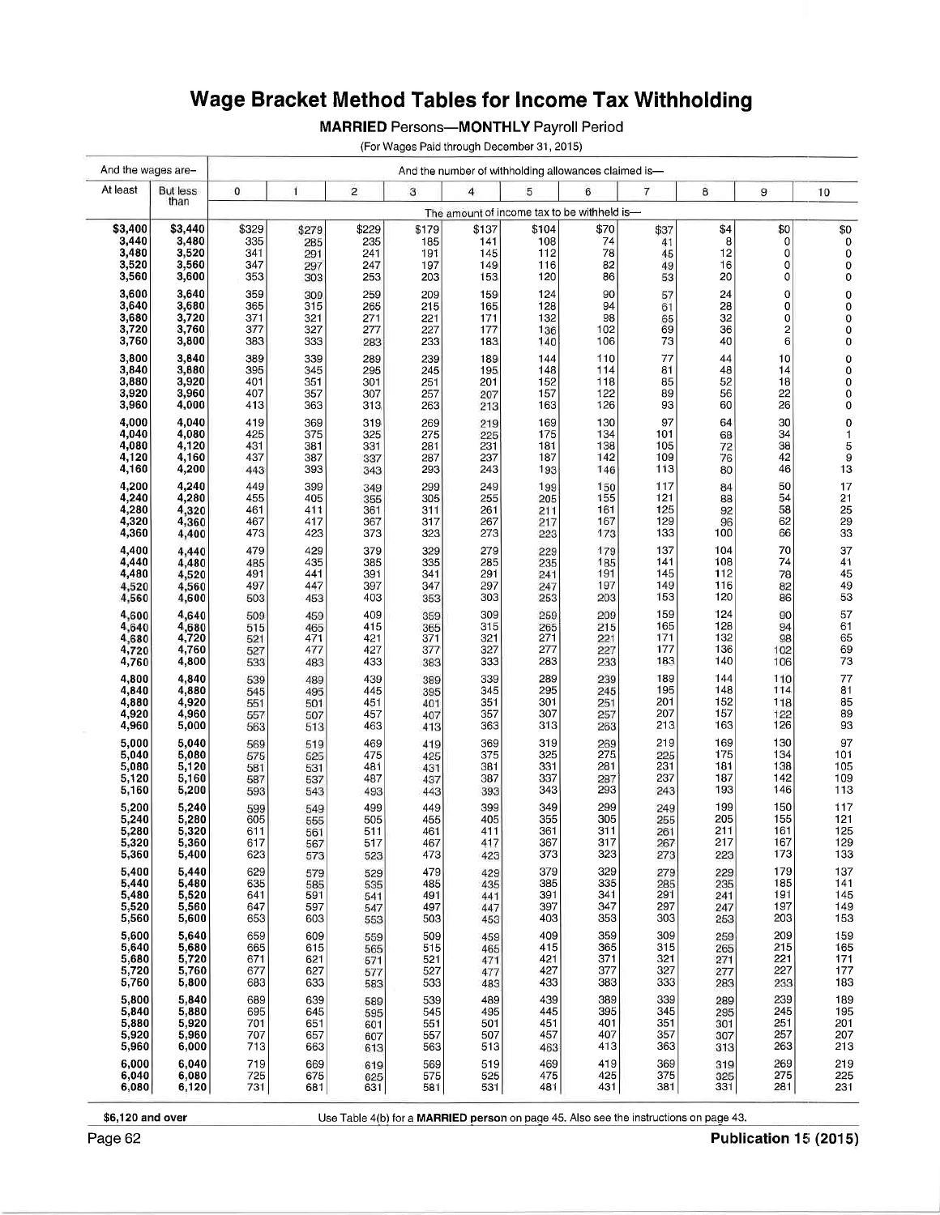# Wage Bracket Method Tables for Income Tax Withholding

**MARRIED** Persons—**MONTHLY** Payroll Period

(For Wages Paid through December 31, 2015)

| And the wages are– | | And the number of withholding allowances claimed is— | | | | | | | | | | |
|---|---|---|---|---|---|---|---|---|---|---|---|---|
| At least | But less than | 0 | 1 | 2 | 3 | 4 | 5 | 6 | 7 | 8 | 9 | 10 |
| | | The amount of income tax to be withheld is— | | | | | | | | | | |
| $3,400 | $3,440 | $329 | $279 | $229 | $179 | $137 | $104 | $70 | $37 | $4 | $0 | $0 |
| 3,440 | 3,480 | 335 | 285 | 235 | 185 | 141 | 108 | 74 | 41 | 8 | 0 | 0 |
| 3,480 | 3,520 | 341 | 291 | 241 | 191 | 145 | 112 | 78 | 45 | 12 | 0 | 0 |
| 3,520 | 3,560 | 347 | 297 | 247 | 197 | 149 | 116 | 82 | 49 | 16 | 0 | 0 |
| 3,560 | 3,600 | 353 | 303 | 253 | 203 | 153 | 120 | 86 | 53 | 20 | 0 | 0 |
| 3,600 | 3,640 | 359 | 309 | 259 | 209 | 159 | 124 | 90 | 57 | 24 | 0 | 0 |
| 3,640 | 3,680 | 365 | 315 | 265 | 215 | 165 | 128 | 94 | 61 | 28 | 0 | 0 |
| 3,680 | 3,720 | 371 | 321 | 271 | 221 | 171 | 132 | 98 | 65 | 32 | 0 | 0 |
| 3,720 | 3,760 | 377 | 327 | 277 | 227 | 177 | 136 | 102 | 69 | 36 | 2 | 0 |
| 3,760 | 3,800 | 383 | 333 | 283 | 233 | 183 | 140 | 106 | 73 | 40 | 6 | 0 |
| 3,800 | 3,840 | 389 | 339 | 289 | 239 | 189 | 144 | 110 | 77 | 44 | 10 | 0 |
| 3,840 | 3,880 | 395 | 345 | 295 | 245 | 195 | 148 | 114 | 81 | 48 | 14 | 0 |
| 3,880 | 3,920 | 401 | 351 | 301 | 251 | 201 | 152 | 118 | 85 | 52 | 18 | 0 |
| 3,920 | 3,960 | 407 | 357 | 307 | 257 | 207 | 157 | 122 | 89 | 56 | 22 | 0 |
| 3,960 | 4,000 | 413 | 363 | 313 | 263 | 213 | 163 | 126 | 93 | 60 | 26 | 0 |
| 4,000 | 4,040 | 419 | 369 | 319 | 269 | 219 | 169 | 130 | 97 | 64 | 30 | 0 |
| 4,040 | 4,080 | 425 | 375 | 325 | 275 | 225 | 175 | 134 | 101 | 68 | 34 | 1 |
| 4,080 | 4,120 | 431 | 381 | 331 | 281 | 231 | 181 | 138 | 105 | 72 | 38 | 5 |
| 4,120 | 4,160 | 437 | 387 | 337 | 287 | 237 | 187 | 142 | 109 | 76 | 42 | 9 |
| 4,160 | 4,200 | 443 | 393 | 343 | 293 | 243 | 193 | 146 | 113 | 80 | 46 | 13 |
| 4,200 | 4,240 | 449 | 399 | 349 | 299 | 249 | 199 | 150 | 117 | 84 | 50 | 17 |
| 4,240 | 4,280 | 455 | 405 | 355 | 305 | 255 | 205 | 155 | 121 | 88 | 54 | 21 |
| 4,280 | 4,320 | 461 | 411 | 361 | 311 | 261 | 211 | 161 | 125 | 92 | 58 | 25 |
| 4,320 | 4,360 | 467 | 417 | 367 | 317 | 267 | 217 | 167 | 129 | 96 | 62 | 29 |
| 4,360 | 4,400 | 473 | 423 | 373 | 323 | 273 | 223 | 173 | 133 | 100 | 66 | 33 |
| 4,400 | 4,440 | 479 | 429 | 379 | 329 | 279 | 229 | 179 | 137 | 104 | 70 | 37 |
| 4,440 | 4,480 | 485 | 435 | 385 | 335 | 285 | 235 | 185 | 141 | 108 | 74 | 41 |
| 4,480 | 4,520 | 491 | 441 | 391 | 341 | 291 | 241 | 191 | 145 | 112 | 78 | 45 |
| 4,520 | 4,560 | 497 | 447 | 397 | 347 | 297 | 247 | 197 | 149 | 116 | 82 | 49 |
| 4,560 | 4,600 | 503 | 453 | 403 | 353 | 303 | 253 | 203 | 153 | 120 | 86 | 53 |
| 4,600 | 4,640 | 509 | 459 | 409 | 359 | 309 | 259 | 209 | 159 | 124 | 90 | 57 |
| 4,640 | 4,680 | 515 | 465 | 415 | 365 | 315 | 265 | 215 | 165 | 128 | 94 | 61 |
| 4,680 | 4,720 | 521 | 471 | 421 | 371 | 321 | 271 | 221 | 171 | 132 | 98 | 65 |
| 4,720 | 4,760 | 527 | 477 | 427 | 377 | 327 | 277 | 227 | 177 | 136 | 102 | 69 |
| 4,760 | 4,800 | 533 | 483 | 433 | 383 | 333 | 283 | 233 | 183 | 140 | 106 | 73 |
| 4,800 | 4,840 | 539 | 489 | 439 | 389 | 339 | 289 | 239 | 189 | 144 | 110 | 77 |
| 4,840 | 4,880 | 545 | 495 | 445 | 395 | 345 | 295 | 245 | 195 | 148 | 114 | 81 |
| 4,880 | 4,920 | 551 | 501 | 451 | 401 | 351 | 301 | 251 | 201 | 152 | 118 | 85 |
| 4,920 | 4,960 | 557 | 507 | 457 | 407 | 357 | 307 | 257 | 207 | 157 | 122 | 89 |
| 4,960 | 5,000 | 563 | 513 | 463 | 413 | 363 | 313 | 263 | 213 | 163 | 126 | 93 |
| 5,000 | 5,040 | 569 | 519 | 469 | 419 | 369 | 319 | 269 | 219 | 169 | 130 | 97 |
| 5,040 | 5,080 | 575 | 525 | 475 | 425 | 375 | 325 | 275 | 225 | 175 | 134 | 101 |
| 5,080 | 5,120 | 581 | 531 | 481 | 431 | 381 | 331 | 281 | 231 | 181 | 138 | 105 |
| 5,120 | 5,160 | 587 | 537 | 487 | 437 | 387 | 337 | 287 | 237 | 187 | 142 | 109 |
| 5,160 | 5,200 | 593 | 543 | 493 | 443 | 393 | 343 | 293 | 243 | 193 | 146 | 113 |
| 5,200 | 5,240 | 599 | 549 | 499 | 449 | 399 | 349 | 299 | 249 | 199 | 150 | 117 |
| 5,240 | 5,280 | 605 | 555 | 505 | 455 | 405 | 355 | 305 | 255 | 205 | 155 | 121 |
| 5,280 | 5,320 | 611 | 561 | 511 | 461 | 411 | 361 | 311 | 261 | 211 | 161 | 125 |
| 5,320 | 5,360 | 617 | 567 | 517 | 467 | 417 | 367 | 317 | 267 | 217 | 167 | 129 |
| 5,360 | 5,400 | 623 | 573 | 523 | 473 | 423 | 373 | 323 | 273 | 223 | 173 | 133 |
| 5,400 | 5,440 | 629 | 579 | 529 | 479 | 429 | 379 | 329 | 279 | 229 | 179 | 137 |
| 5,440 | 5,480 | 635 | 585 | 535 | 485 | 435 | 385 | 335 | 285 | 235 | 185 | 141 |
| 5,480 | 5,520 | 641 | 591 | 541 | 491 | 441 | 391 | 341 | 291 | 241 | 191 | 145 |
| 5,520 | 5,560 | 647 | 597 | 547 | 497 | 447 | 397 | 347 | 297 | 247 | 197 | 149 |
| 5,560 | 5,600 | 653 | 603 | 553 | 503 | 453 | 403 | 353 | 303 | 253 | 203 | 153 |
| 5,600 | 5,640 | 659 | 609 | 559 | 509 | 459 | 409 | 359 | 309 | 259 | 209 | 159 |
| 5,640 | 5,680 | 665 | 615 | 565 | 515 | 465 | 415 | 365 | 315 | 265 | 215 | 165 |
| 5,680 | 5,720 | 671 | 621 | 571 | 521 | 471 | 421 | 371 | 321 | 271 | 221 | 171 |
| 5,720 | 5,760 | 677 | 627 | 577 | 527 | 477 | 427 | 377 | 327 | 277 | 227 | 177 |
| 5,760 | 5,800 | 683 | 633 | 583 | 533 | 483 | 433 | 383 | 333 | 283 | 233 | 183 |
| 5,800 | 5,840 | 689 | 639 | 589 | 539 | 489 | 439 | 389 | 339 | 289 | 239 | 189 |
| 5,840 | 5,880 | 695 | 645 | 595 | 545 | 495 | 445 | 395 | 345 | 295 | 245 | 195 |
| 5,880 | 5,920 | 701 | 651 | 601 | 551 | 501 | 451 | 401 | 351 | 301 | 251 | 201 |
| 5,920 | 5,960 | 707 | 657 | 607 | 557 | 507 | 457 | 407 | 357 | 307 | 257 | 207 |
| 5,960 | 6,000 | 713 | 663 | 613 | 563 | 513 | 463 | 413 | 363 | 313 | 263 | 213 |
| 6,000 | 6,040 | 719 | 669 | 619 | 569 | 519 | 469 | 419 | 369 | 319 | 269 | 219 |
| 6,040 | 6,080 | 725 | 675 | 625 | 575 | 525 | 475 | 425 | 375 | 325 | 275 | 225 |
| 6,080 | 6,120 | 731 | 681 | 631 | 581 | 531 | 481 | 431 | 381 | 331 | 281 | 231 |

**$6,120 and over** — Use Table 4(b) for a **MARRIED person** on page 45. Also see the instructions on page 43.